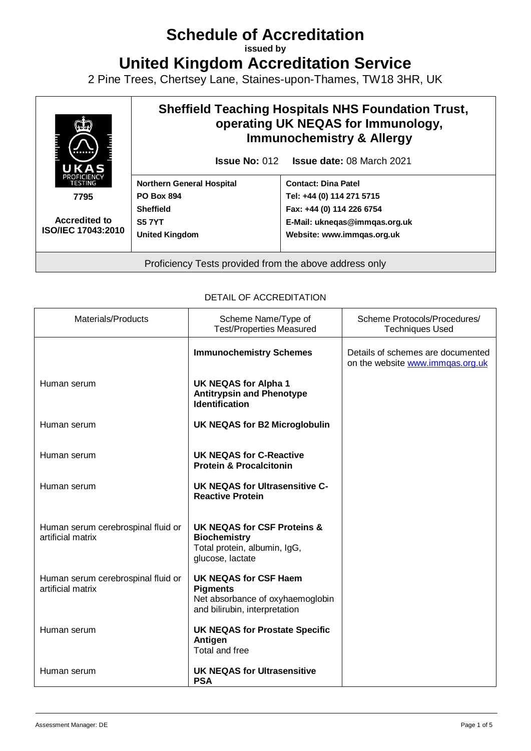# Schedule of Accreditation

**issued by**

# United Kingdom Accreditation Service

2 Pine Trees, Chertsey Lane, Staines-upon-Thames, TW18 3HR, UK

| UKAS PROFICIENCY TESTING 7795 Accredited to ISO/IEC 17043:2010 | **Sheffield Teaching Hospitals NHS Foundation Trust, operating UK NEQAS for Immunology, Immunochemistry & Allergy** **Issue No:** 012 **Issue date:** 08 March 2021 | |
|---|---|---|
| | **Northern General Hospital** **PO Box 894** **Sheffield** **S5 7YT** **United Kingdom** | **Contact: Dina Patel** **Tel: +44 (0) 114 271 5715** **Fax: +44 (0) 114 226 6754** **E-Mail: ukneqas@immqas.org.uk** **Website: www.immqas.org.uk** |

Proficiency Tests provided from the above address only

DETAIL OF ACCREDITATION

| Materials/Products | Scheme Name/Type of Test/Properties Measured | Scheme Protocols/Procedures/ Techniques Used |
|---|---|---|
| | **Immunochemistry Schemes** | Details of schemes are documented on the website www.immqas.org.uk |
| Human serum | **UK NEQAS for Alpha 1 Antitrypsin and Phenotype Identification** | |
| Human serum | **UK NEQAS for B2 Microglobulin** | |
| Human serum | **UK NEQAS for C-Reactive Protein & Procalcitonin** | |
| Human serum | **UK NEQAS for Ultrasensitive C-Reactive Protein** | |
| Human serum cerebrospinal fluid or artificial matrix | **UK NEQAS for CSF Proteins & Biochemistry** Total protein, albumin, IgG, glucose, lactate | |
| Human serum cerebrospinal fluid or artificial matrix | **UK NEQAS for CSF Haem Pigments** Net absorbance of oxyhaemoglobin and bilirubin, interpretation | |
| Human serum | **UK NEQAS for Prostate Specific Antigen** Total and free | |
| Human serum | **UK NEQAS for Ultrasensitive PSA** | |

Assessment Manager: DE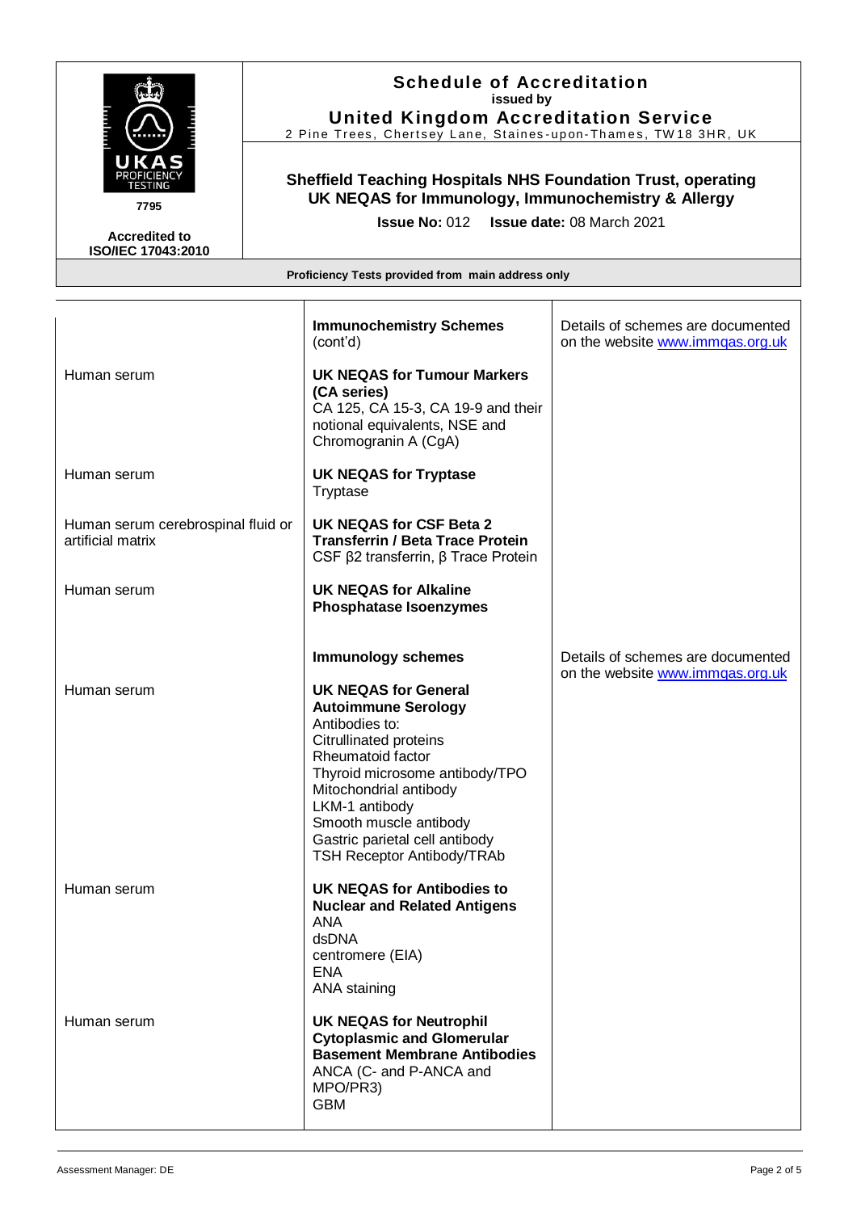# Schedule of Accreditation
issued by
**United Kingdom Accreditation Service**
2 Pine Trees, Chertsey Lane, Staines-upon-Thames, TW18 3HR, UK

UKAS PROFICIENCY TESTING 7795

**Accredited to ISO/IEC 17043:2010**

**Sheffield Teaching Hospitals NHS Foundation Trust, operating UK NEQAS for Immunology, Immunochemistry & Allergy**

**Issue No:** 012 **Issue date:** 08 March 2021

**Proficiency Tests provided from main address only**

| | | |
|---|---|---|
| | **Immunochemistry Schemes** (cont'd) | Details of schemes are documented on the website www.immqas.org.uk |
| Human serum | **UK NEQAS for Tumour Markers (CA series)**<br>CA 125, CA 15-3, CA 19-9 and their notional equivalents, NSE and Chromogranin A (CgA) | |
| Human serum | **UK NEQAS for Tryptase**<br>Tryptase | |
| Human serum cerebrospinal fluid or artificial matrix | **UK NEQAS for CSF Beta 2 Transferrin / Beta Trace Protein**<br>CSF β2 transferrin, β Trace Protein | |
| Human serum | **UK NEQAS for Alkaline Phosphatase Isoenzymes** | |
| | **Immunology schemes** | Details of schemes are documented on the website www.immqas.org.uk |
| Human serum | **UK NEQAS for General Autoimmune Serology**<br>Antibodies to:<br>Citrullinated proteins<br>Rheumatoid factor<br>Thyroid microsome antibody/TPO<br>Mitochondrial antibody<br>LKM-1 antibody<br>Smooth muscle antibody<br>Gastric parietal cell antibody<br>TSH Receptor Antibody/TRAb | |
| Human serum | **UK NEQAS for Antibodies to Nuclear and Related Antigens**<br>ANA<br>dsDNA<br>centromere (EIA)<br>ENA<br>ANA staining | |
| Human serum | **UK NEQAS for Neutrophil Cytoplasmic and Glomerular Basement Membrane Antibodies**<br>ANCA (C- and P-ANCA and MPO/PR3)<br>GBM | |

Assessment Manager: DE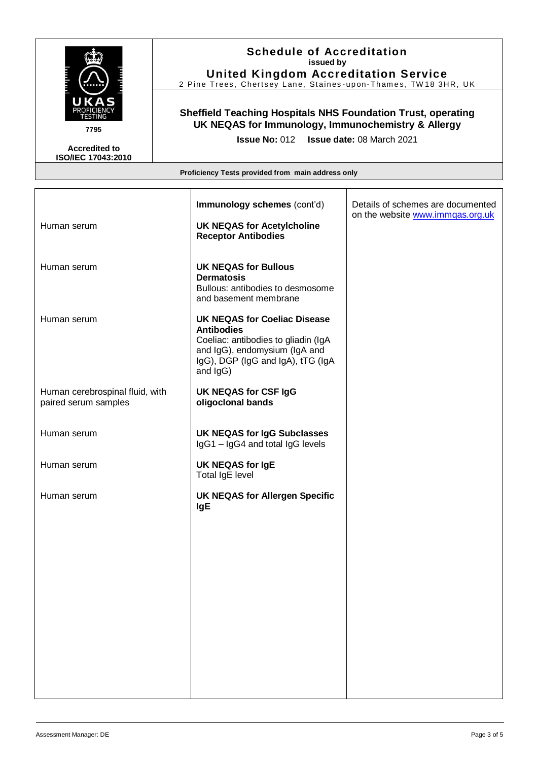# Schedule of Accreditation

issued by

## United Kingdom Accreditation Service

2 Pine Trees, Chertsey Lane, Staines-upon-Thames, TW18 3HR, UK

UKAS PROFICIENCY TESTING

7795

Accredited to ISO/IEC 17043:2010

### Sheffield Teaching Hospitals NHS Foundation Trust, operating UK NEQAS for Immunology, Immunochemistry & Allergy

**Issue No:** 012 **Issue date:** 08 March 2021

**Proficiency Tests provided from main address only**

| | | |
|---|---|---|
| | **Immunology schemes** (cont'd) | Details of schemes are documented on the website www.immqas.org.uk |
| Human serum | **UK NEQAS for Acetylcholine Receptor Antibodies** | |
| Human serum | **UK NEQAS for Bullous Dermatosis**<br>Bullous: antibodies to desmosome and basement membrane | |
| Human serum | **UK NEQAS for Coeliac Disease Antibodies**<br>Coeliac: antibodies to gliadin (IgA and IgG), endomysium (IgA and IgG), DGP (IgG and IgA), tTG (IgA and IgG) | |
| Human cerebrospinal fluid, with paired serum samples | **UK NEQAS for CSF IgG oligoclonal bands** | |
| Human serum | **UK NEQAS for IgG Subclasses**<br>IgG1 – IgG4 and total IgG levels | |
| Human serum | **UK NEQAS for IgE**<br>Total IgE level | |
| Human serum | **UK NEQAS for Allergen Specific IgE** | |

Assessment Manager: DE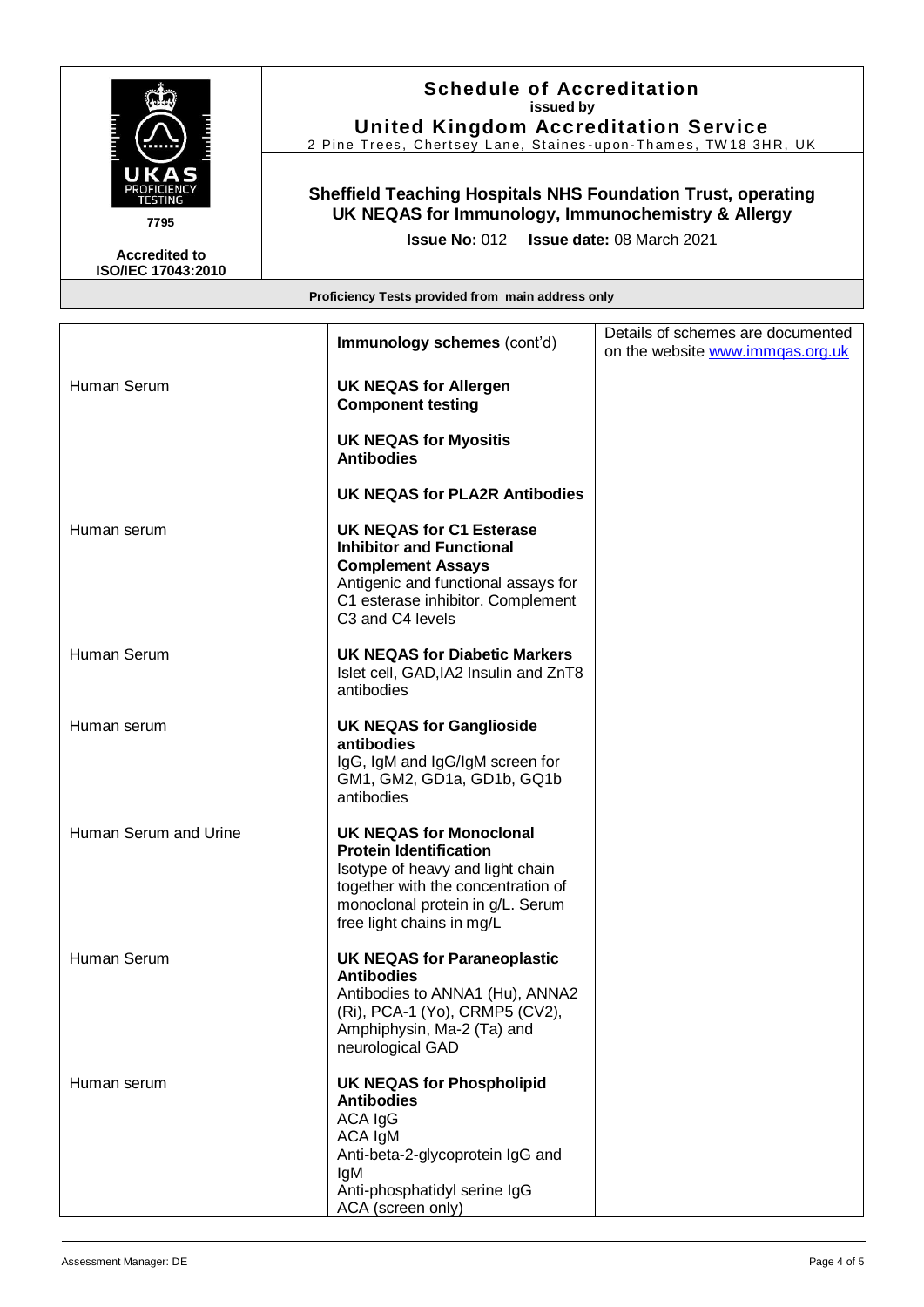# Schedule of Accreditation

issued by

**United Kingdom Accreditation Service**

2 Pine Trees, Chertsey Lane, Staines-upon-Thames, TW18 3HR, UK

UKAS PROFICIENCY TESTING 7795

Accredited to ISO/IEC 17043:2010

**Sheffield Teaching Hospitals NHS Foundation Trust, operating UK NEQAS for Immunology, Immunochemistry & Allergy**

**Issue No:** 012 **Issue date:** 08 March 2021

**Proficiency Tests provided from main address only**

| | **Immunology schemes** (cont'd) | Details of schemes are documented on the website www.immqas.org.uk |
|---|---|---|
| Human Serum | **UK NEQAS for Allergen Component testing** | |
| | **UK NEQAS for Myositis Antibodies** | |
| | **UK NEQAS for PLA2R Antibodies** | |
| Human serum | **UK NEQAS for C1 Esterase Inhibitor and Functional Complement Assays** Antigenic and functional assays for C1 esterase inhibitor. Complement C3 and C4 levels | |
| Human Serum | **UK NEQAS for Diabetic Markers** Islet cell, GAD,IA2 Insulin and ZnT8 antibodies | |
| Human serum | **UK NEQAS for Ganglioside antibodies** IgG, IgM and IgG/IgM screen for GM1, GM2, GD1a, GD1b, GQ1b antibodies | |
| Human Serum and Urine | **UK NEQAS for Monoclonal Protein Identification** Isotype of heavy and light chain together with the concentration of monoclonal protein in g/L. Serum free light chains in mg/L | |
| Human Serum | **UK NEQAS for Paraneoplastic Antibodies** Antibodies to ANNA1 (Hu), ANNA2 (Ri), PCA-1 (Yo), CRMP5 (CV2), Amphiphysin, Ma-2 (Ta) and neurological GAD | |
| Human serum | **UK NEQAS for Phospholipid Antibodies** ACA IgG<br>ACA IgM<br>Anti-beta-2-glycoprotein IgG and IgM<br>Anti-phosphatidyl serine IgG<br>ACA (screen only) | |

Assessment Manager: DE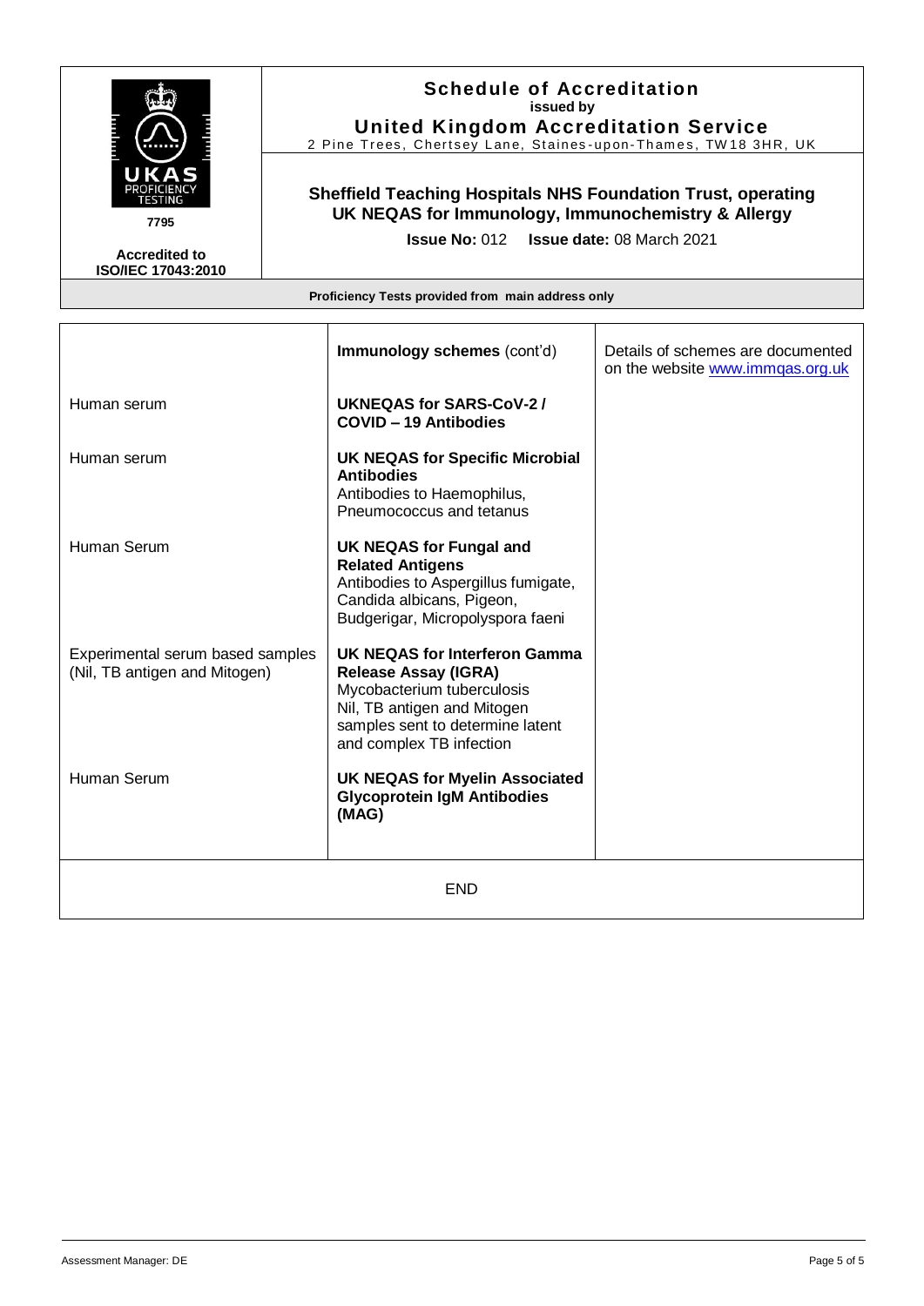**Schedule of Accreditation**
**issued by**
**United Kingdom Accreditation Service**
2 Pine Trees, Chertsey Lane, Staines-upon-Thames, TW18 3HR, UK

7795

**Accredited to ISO/IEC 17043:2010**

**Sheffield Teaching Hospitals NHS Foundation Trust, operating UK NEQAS for Immunology, Immunochemistry & Allergy**

**Issue No:** 012 **Issue date:** 08 March 2021

**Proficiency Tests provided from main address only**

| | | |
|---|---|---|
| | **Immunology schemes** (cont'd) | Details of schemes are documented on the website [www.immqas.org.uk](http://www.immqas.org.uk) |
| Human serum | **UKNEQAS for SARS-CoV-2 / COVID – 19 Antibodies** | |
| Human serum | **UK NEQAS for Specific Microbial Antibodies**<br>Antibodies to Haemophilus, Pneumococcus and tetanus | |
| Human Serum | **UK NEQAS for Fungal and Related Antigens**<br>Antibodies to Aspergillus fumigate, Candida albicans, Pigeon, Budgerigar, Micropolyspora faeni | |
| Experimental serum based samples (Nil, TB antigen and Mitogen) | **UK NEQAS for Interferon Gamma Release Assay (IGRA)**<br>Mycobacterium tuberculosis Nil, TB antigen and Mitogen samples sent to determine latent and complex TB infection | |
| Human Serum | **UK NEQAS for Myelin Associated Glycoprotein IgM Antibodies (MAG)** | |

END

Assessment Manager: DE